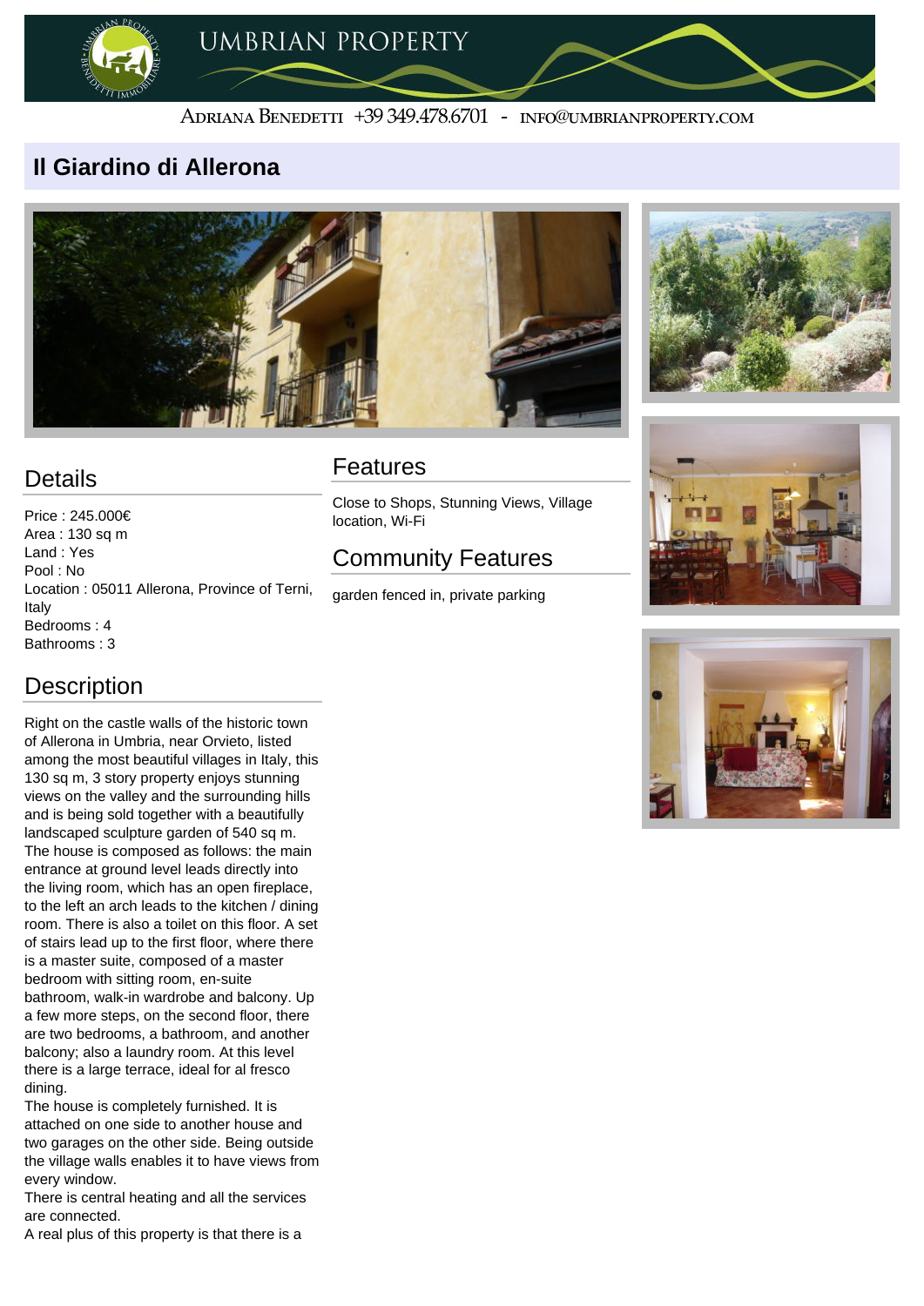# Il Giardino di Allerona

## Details

Price : 245.000€
Area : 130 sq m
Land : Yes
Pool : No
Location : 05011 Allerona, Province of Terni, Italy
Bedrooms : 4
Bathrooms : 3

## Description

Right on the castle walls of the historic town of Allerona in Umbria, near Orvieto, listed among the most beautiful villages in Italy, this 130 sq m, 3 story property enjoys stunning views on the valley and the surrounding hills and is being sold together with a beautifully landscaped sculpture garden of 540 sq m.
The house is composed as follows: the main entrance at ground level leads directly into the living room, which has an open fireplace, to the left an arch leads to the kitchen / dining room. There is also a toilet on this floor. A set of stairs lead up to the first floor, where there is a master suite, composed of a master bedroom with sitting room, en-suite bathroom, walk-in wardrobe and balcony. Up a few more steps, on the second floor, there are two bedrooms, a bathroom, and another balcony; also a laundry room. At this level there is a large terrace, ideal for al fresco dining.
The house is completely furnished. It is attached on one side to another house and two garages on the other side. Being outside the village walls enables it to have views from every window.
There is central heating and all the services are connected.
A real plus of this property is that there is a

## Features

Close to Shops, Stunning Views, Village location, Wi-Fi

## Community Features

garden fenced in, private parking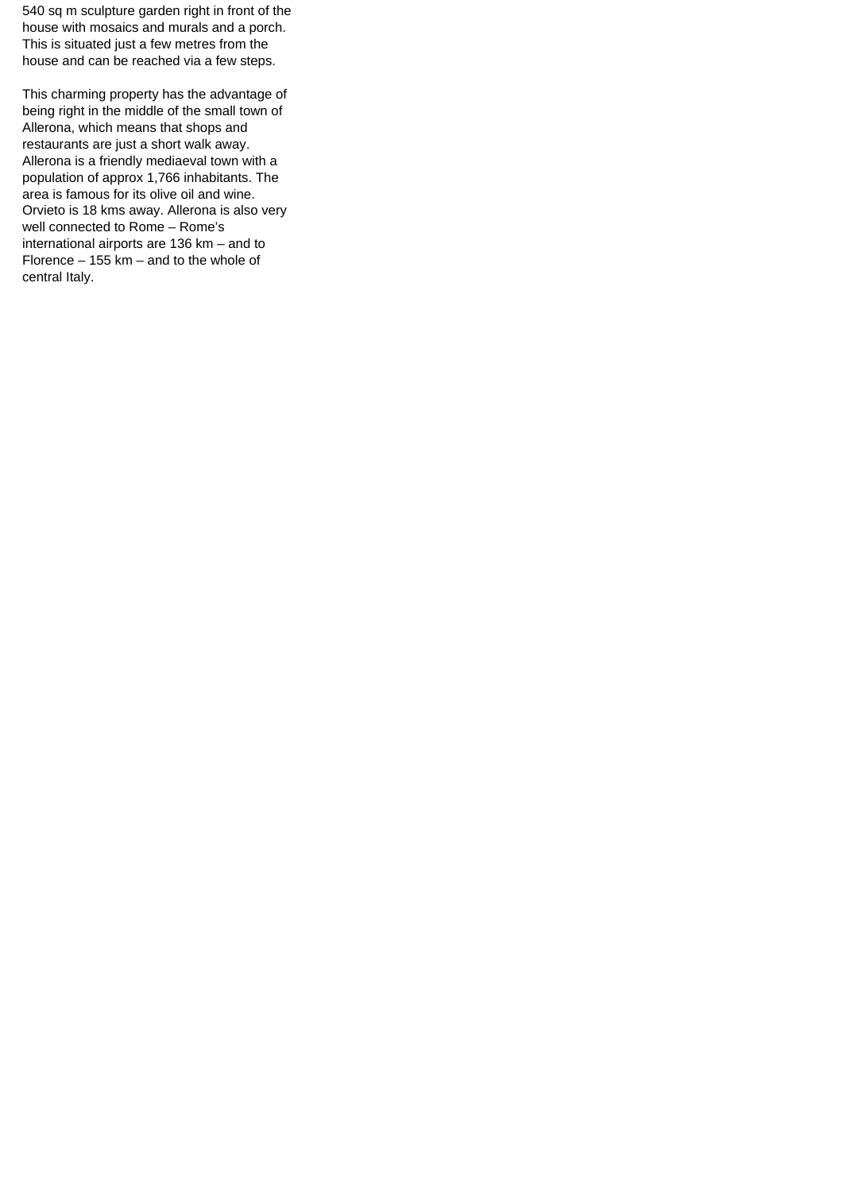540 sq m sculpture garden right in front of the house with mosaics and murals and a porch. This is situated just a few metres from the house and can be reached via a few steps.

This charming property has the advantage of being right in the middle of the small town of Allerona, which means that shops and restaurants are just a short walk away. Allerona is a friendly mediaeval town with a population of approx 1,766 inhabitants. The area is famous for its olive oil and wine. Orvieto is 18 kms away. Allerona is also very well connected to Rome – Rome's international airports are 136 km – and to Florence – 155 km – and to the whole of central Italy.